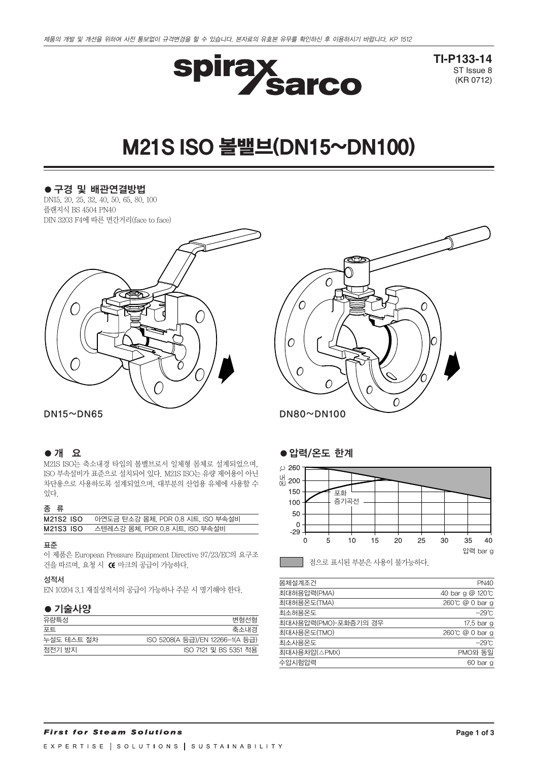제품의 개발 및 개선을 위하여 사전 통보없이 규격변경을 할 수 있습니다. 본자료의 유효본 유무를 확인하신 후 이용하시기 바랍니다. KP 1512

**TI-P133-14**
ST Issue 8
(KR 0712)

# M21S ISO 볼밸브(DN15~DN100)

## ● 구경 및 배관연결방법

DN15, 20, 25, 32, 40, 50, 65, 80, 100
플랜지식 BS 4504 PN40
DIN 3203 F4에 따른 면간거리(face to face)

DN15~DN65

DN80~DN100

## ● 개 요

M21S ISO는 축소내경 타입의 볼밸브로서 일체형 몸체로 설계되었으며, ISO 부속설비가 표준으로 설치되어 있다. M21S ISO는 유량 제어용이 아닌 차단용으로 사용하도록 설계되었으며, 대부분의 산업용 유체에 사용할 수 있다.

### 종 류

| | |
|---|---|
| **M21S2 ISO** | 아연도금 탄소강 몸체, PDR 0.8 시트, ISO 부속설비 |
| **M21S3 ISO** | 스텐레스강 몸체, PDR 0.8 시트, ISO 부속설비 |

### 표준

이 제품은 European Pressure Equipment Directive 97/23/EC의 요구조건을 따르며, 요청 시 CE 마크의 공급이 가능하다.

### 성적서

EN 10204 3.1 재질성적서의 공급이 가능하나 주문 시 명기해야 한다.

## ● 기술사양

| | |
|---|---|
| 유량특성 | 변형선형 |
| 포트 | 축소내경 |
| 누설도 테스트 절차 | ISO 5208(A 등급)/EN 12266-1(A 등급) |
| 정전기 방지 | ISO 7121 및 BS 5351 적용 |

## ● 압력/온도 한계

(그래프: 온도 ℃ 축 -29, 0, 50, 100, 150, 200, 260 / 압력 bar g 축 0, 5, 10, 15, 20, 25, 30, 35, 40 / 포화 증기곡선)

점으로 표시된 부분은 사용이 불가능하다.

| | |
|---|---|
| 몸체설계조건 | PN40 |
| 최대허용압력(PMA) | 40 bar g @ 120℃ |
| 최대허용온도(TMA) | 260℃ @ 0 bar g |
| 최소허용온도 | -29℃ |
| 최대사용압력(PMO)-포화증기의 경우 | 17.5 bar g |
| 최대사용온도(TMO) | 260℃ @ 0 bar g |
| 최소사용온도 | -29℃ |
| 최대사용차압(△PMX) | PMO와 동일 |
| 수압시험압력 | 60 bar g |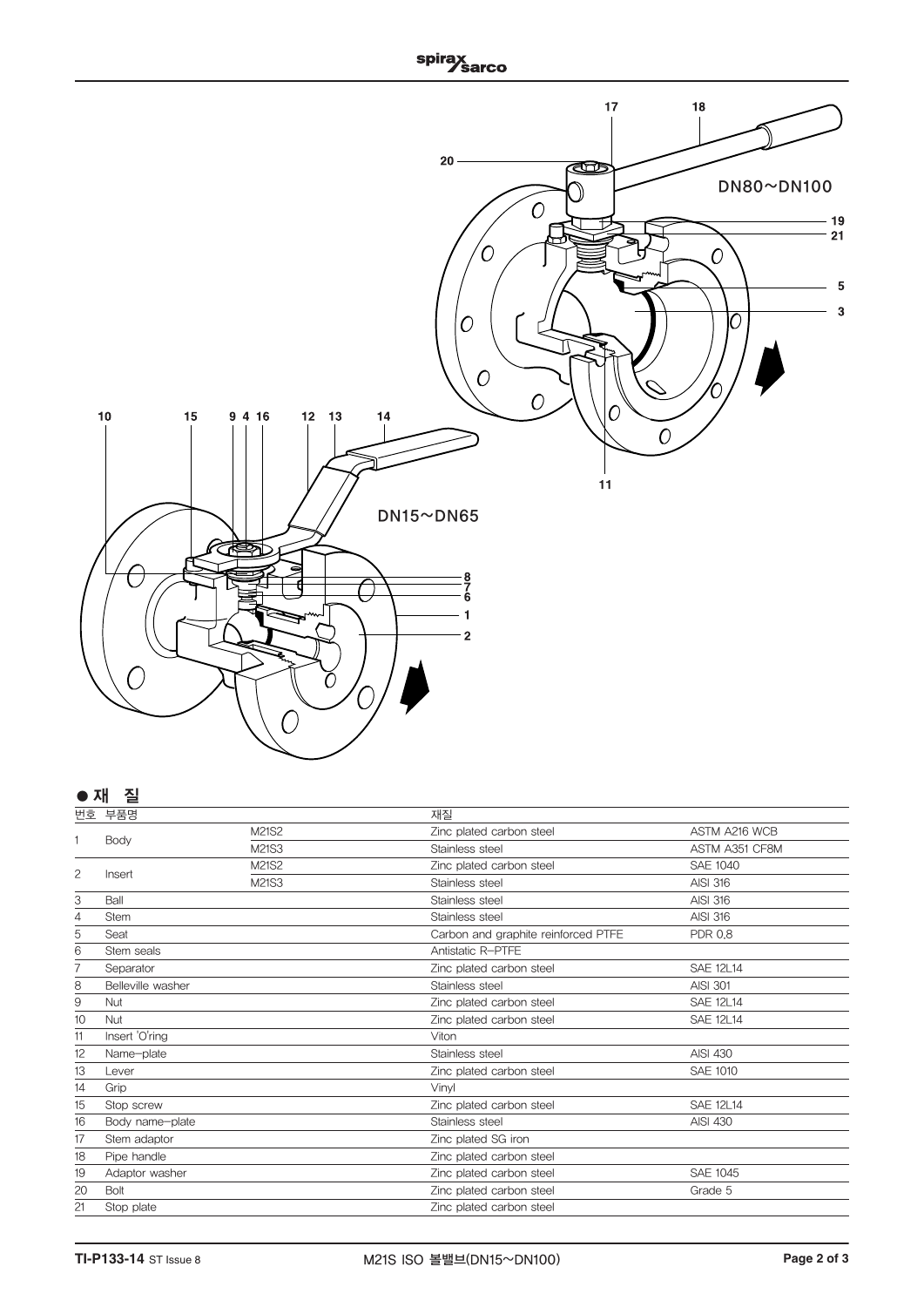DN80~DN100

DN15~DN65

## ● 재 질

| 번호 | 부품명 | | 재질 | |
|---|---|---|---|---|
| 1 | Body | M21S2 | Zinc plated carbon steel | ASTM A216 WCB |
| | | M21S3 | Stainless steel | ASTM A351 CF8M |
| 2 | Insert | M21S2 | Zinc plated carbon steel | SAE 1040 |
| | | M21S3 | Stainless steel | AISI 316 |
| 3 | Ball | | Stainless steel | AISI 316 |
| 4 | Stem | | Stainless steel | AISI 316 |
| 5 | Seat | | Carbon and graphite reinforced PTFE | PDR 0,8 |
| 6 | Stem seals | | Antistatic R-PTFE | |
| 7 | Separator | | Zinc plated carbon steel | SAE 12L14 |
| 8 | Belleville washer | | Stainless steel | AISI 301 |
| 9 | Nut | | Zinc plated carbon steel | SAE 12L14 |
| 10 | Nut | | Zinc plated carbon steel | SAE 12L14 |
| 11 | Insert 'O'ring | | Viton | |
| 12 | Name-plate | | Stainless steel | AISI 430 |
| 13 | Lever | | Zinc plated carbon steel | SAE 1010 |
| 14 | Grip | | Vinyl | |
| 15 | Stop screw | | Zinc plated carbon steel | SAE 12L14 |
| 16 | Body name-plate | | Stainless steel | AISI 430 |
| 17 | Stem adaptor | | Zinc plated SG iron | |
| 18 | Pipe handle | | Zinc plated carbon steel | |
| 19 | Adaptor washer | | Zinc plated carbon steel | SAE 1045 |
| 20 | Bolt | | Zinc plated carbon steel | Grade 5 |
| 21 | Stop plate | | Zinc plated carbon steel | |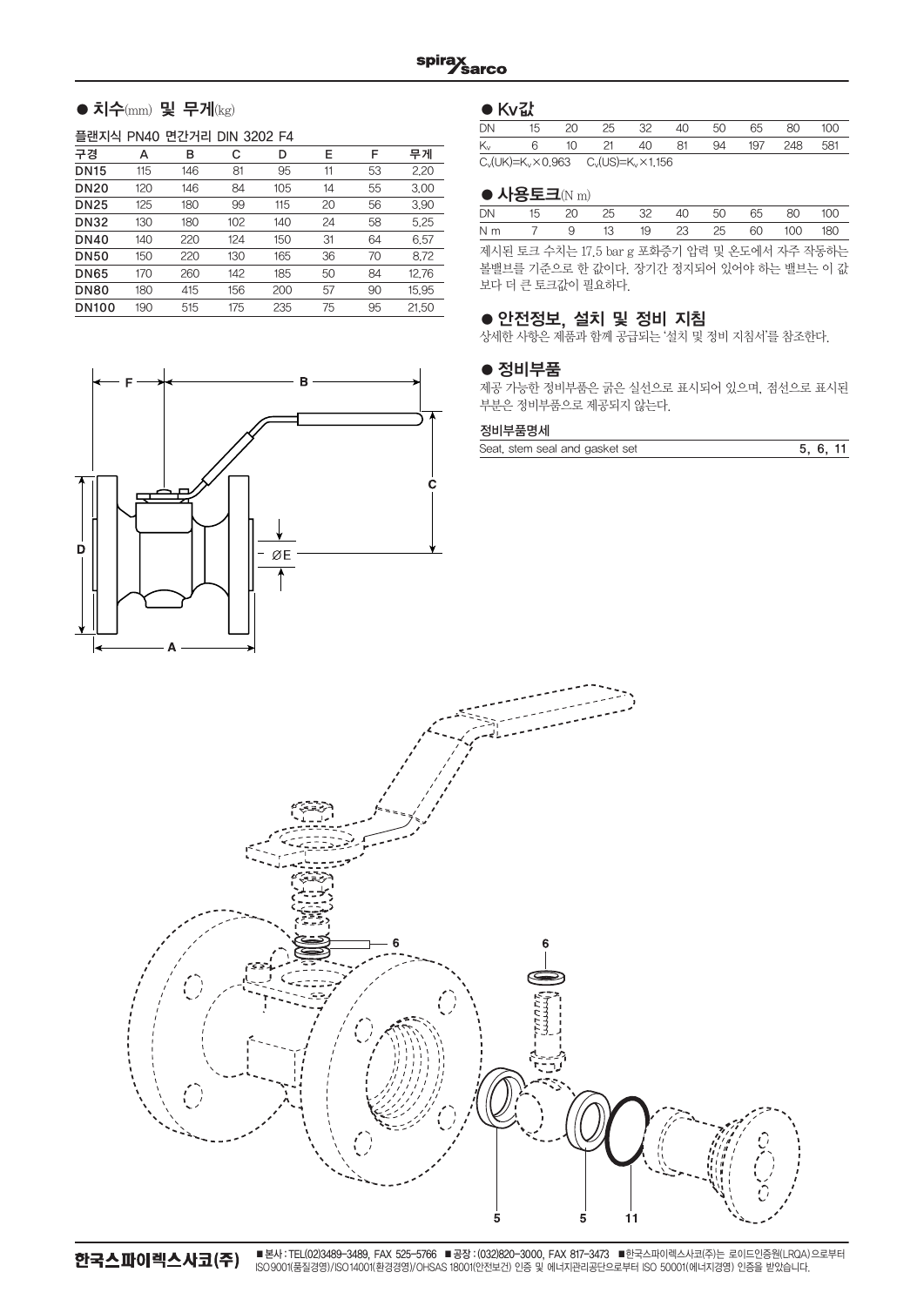## ● 치수(mm) 및 무게(kg)

플랜지식 PN40 면간거리 DIN 3202 F4

| 구경 | A | B | C | D | E | F | 무게 |
|---|---|---|---|---|---|---|---|
| DN15 | 115 | 146 | 81 | 95 | 11 | 53 | 2.20 |
| DN20 | 120 | 146 | 84 | 105 | 14 | 55 | 3.00 |
| DN25 | 125 | 180 | 99 | 115 | 20 | 56 | 3.90 |
| DN32 | 130 | 180 | 102 | 140 | 24 | 58 | 5.25 |
| DN40 | 140 | 220 | 124 | 150 | 31 | 64 | 6.57 |
| DN50 | 150 | 220 | 130 | 165 | 36 | 70 | 8.72 |
| DN65 | 170 | 260 | 142 | 185 | 50 | 84 | 12.76 |
| DN80 | 180 | 415 | 156 | 200 | 57 | 90 | 15.95 |
| DN100 | 190 | 515 | 175 | 235 | 75 | 95 | 21.50 |

F
B
C
D
ØE
A

## ● Kv값

| DN | 15 | 20 | 25 | 32 | 40 | 50 | 65 | 80 | 100 |
|---|---|---|---|---|---|---|---|---|---|
| $K_v$ | 6 | 10 | 21 | 40 | 81 | 94 | 197 | 248 | 581 |

$C_v(UK)=K_v \times 0.963$  $C_v(US)=K_v \times 1.156$

## ● 사용토크(N m)

| DN | 15 | 20 | 25 | 32 | 40 | 50 | 65 | 80 | 100 |
|---|---|---|---|---|---|---|---|---|---|
| N m | 7 | 9 | 13 | 19 | 23 | 25 | 60 | 100 | 180 |

제시된 토크 수치는 17.5 bar g 포화증기 압력 및 온도에서 자주 작동하는 볼밸브를 기준으로 한 값이다. 장기간 정지되어 있어야 하는 밸브는 이 값보다 더 큰 토크값이 필요하다.

## ● 안전정보, 설치 및 정비 지침

상세한 사항은 제품과 함께 공급되는 '설치 및 정비 지침서'를 참조한다.

## ● 정비부품

제공 가능한 정비부품은 굵은 실선으로 표시되어 있으며, 점선으로 표시된 부분은 정비부품으로 제공되지 않는다.

**정비부품명세**

| | |
|---|---|
| Seat, stem seal and gasket set | 5, 6, 11 |

6
6
5
5
11

**한국스파이렉스사코(주)** ■본사 : TEL(02)3489-3489, FAX 525-5766 ■공장 : (032)820-3000, FAX 817-3473 ■한국스파이렉스사코(주)는 로이드인증원(LRQA)으로부터 ISO9001(품질경영)/ISO14001(환경경영)/OHSAS 18001(안전보건) 인증 및 에너지관리공단으로부터 ISO 50001(에너지경영) 인증을 받았습니다.